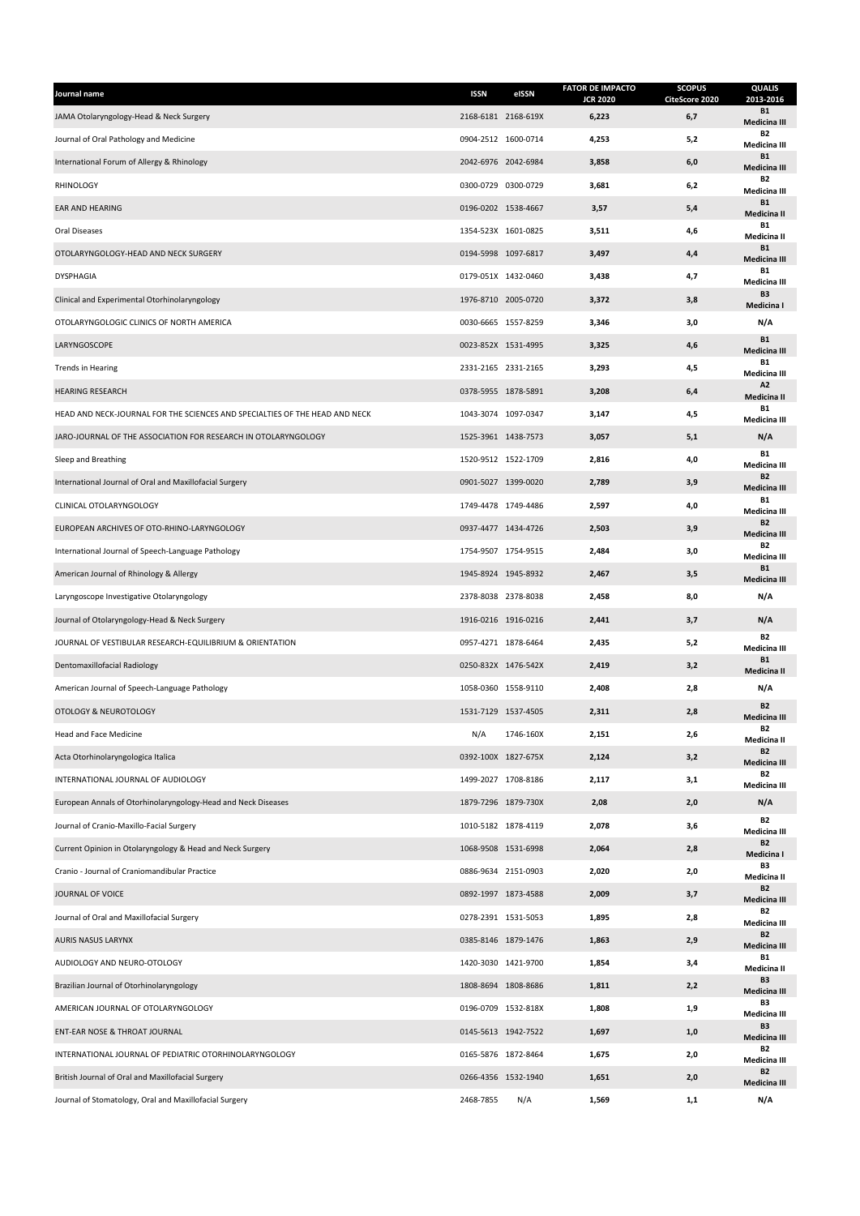| Journal name | ISSN | eISSN | FATOR DE IMPACTO JCR 2020 | SCOPUS CiteScore 2020 | QUALIS 2013-2016 |
|---|---|---|---|---|---|
| JAMA Otolaryngology-Head & Neck Surgery | 2168-6181 | 2168-619X | 6,223 | 6,7 | B1 Medicina III |
| Journal of Oral Pathology and Medicine | 0904-2512 | 1600-0714 | 4,253 | 5,2 | B2 Medicina III |
| International Forum of Allergy & Rhinology | 2042-6976 | 2042-6984 | 3,858 | 6,0 | B1 Medicina III |
| RHINOLOGY | 0300-0729 | 0300-0729 | 3,681 | 6,2 | B2 Medicina III |
| EAR AND HEARING | 0196-0202 | 1538-4667 | 3,57 | 5,4 | B1 Medicina II |
| Oral Diseases | 1354-523X | 1601-0825 | 3,511 | 4,6 | B1 Medicina II |
| OTOLARYNGOLOGY-HEAD AND NECK SURGERY | 0194-5998 | 1097-6817 | 3,497 | 4,4 | B1 Medicina III |
| DYSPHAGIA | 0179-051X | 1432-0460 | 3,438 | 4,7 | B1 Medicina III |
| Clinical and Experimental Otorhinolaryngology | 1976-8710 | 2005-0720 | 3,372 | 3,8 | B3 Medicina I |
| OTOLARYNGOLOGIC CLINICS OF NORTH AMERICA | 0030-6665 | 1557-8259 | 3,346 | 3,0 | N/A |
| LARYNGOSCOPE | 0023-852X | 1531-4995 | 3,325 | 4,6 | B1 Medicina III |
| Trends in Hearing | 2331-2165 | 2331-2165 | 3,293 | 4,5 | B1 Medicina III |
| HEARING RESEARCH | 0378-5955 | 1878-5891 | 3,208 | 6,4 | A2 Medicina II |
| HEAD AND NECK-JOURNAL FOR THE SCIENCES AND SPECIALTIES OF THE HEAD AND NECK | 1043-3074 | 1097-0347 | 3,147 | 4,5 | B1 Medicina III |
| JARO-JOURNAL OF THE ASSOCIATION FOR RESEARCH IN OTOLARYNGOLOGY | 1525-3961 | 1438-7573 | 3,057 | 5,1 | N/A |
| Sleep and Breathing | 1520-9512 | 1522-1709 | 2,816 | 4,0 | B1 Medicina III |
| International Journal of Oral and Maxillofacial Surgery | 0901-5027 | 1399-0020 | 2,789 | 3,9 | B2 Medicina III |
| CLINICAL OTOLARYNGOLOGY | 1749-4478 | 1749-4486 | 2,597 | 4,0 | B1 Medicina III |
| EUROPEAN ARCHIVES OF OTO-RHINO-LARYNGOLOGY | 0937-4477 | 1434-4726 | 2,503 | 3,9 | B2 Medicina III |
| International Journal of Speech-Language Pathology | 1754-9507 | 1754-9515 | 2,484 | 3,0 | B2 Medicina III |
| American Journal of Rhinology & Allergy | 1945-8924 | 1945-8932 | 2,467 | 3,5 | B1 Medicina III |
| Laryngoscope Investigative Otolaryngology | 2378-8038 | 2378-8038 | 2,458 | 8,0 | N/A |
| Journal of Otolaryngology-Head & Neck Surgery | 1916-0216 | 1916-0216 | 2,441 | 3,7 | N/A |
| JOURNAL OF VESTIBULAR RESEARCH-EQUILIBRIUM & ORIENTATION | 0957-4271 | 1878-6464 | 2,435 | 5,2 | B2 Medicina III |
| Dentomaxillofacial Radiology | 0250-832X | 1476-542X | 2,419 | 3,2 | B1 Medicina II |
| American Journal of Speech-Language Pathology | 1058-0360 | 1558-9110 | 2,408 | 2,8 | N/A |
| OTOLOGY & NEUROTOLOGY | 1531-7129 | 1537-4505 | 2,311 | 2,8 | B2 Medicina III |
| Head and Face Medicine | N/A | 1746-160X | 2,151 | 2,6 | B2 Medicina II |
| Acta Otorhinolaryngologica Italica | 0392-100X | 1827-675X | 2,124 | 3,2 | B2 Medicina III |
| INTERNATIONAL JOURNAL OF AUDIOLOGY | 1499-2027 | 1708-8186 | 2,117 | 3,1 | B2 Medicina III |
| European Annals of Otorhinolaryngology-Head and Neck Diseases | 1879-7296 | 1879-730X | 2,08 | 2,0 | N/A |
| Journal of Cranio-Maxillo-Facial Surgery | 1010-5182 | 1878-4119 | 2,078 | 3,6 | B2 Medicina III |
| Current Opinion in Otolaryngology & Head and Neck Surgery | 1068-9508 | 1531-6998 | 2,064 | 2,8 | B2 Medicina I |
| Cranio - Journal of Craniomandibular Practice | 0886-9634 | 2151-0903 | 2,020 | 2,0 | B3 Medicina II |
| JOURNAL OF VOICE | 0892-1997 | 1873-4588 | 2,009 | 3,7 | B2 Medicina III |
| Journal of Oral and Maxillofacial Surgery | 0278-2391 | 1531-5053 | 1,895 | 2,8 | B2 Medicina III |
| AURIS NASUS LARYNX | 0385-8146 | 1879-1476 | 1,863 | 2,9 | B2 Medicina III |
| AUDIOLOGY AND NEURO-OTOLOGY | 1420-3030 | 1421-9700 | 1,854 | 3,4 | B1 Medicina II |
| Brazilian Journal of Otorhinolaryngology | 1808-8694 | 1808-8686 | 1,811 | 2,2 | B3 Medicina III |
| AMERICAN JOURNAL OF OTOLARYNGOLOGY | 0196-0709 | 1532-818X | 1,808 | 1,9 | B3 Medicina III |
| ENT-EAR NOSE & THROAT JOURNAL | 0145-5613 | 1942-7522 | 1,697 | 1,0 | B3 Medicina III |
| INTERNATIONAL JOURNAL OF PEDIATRIC OTORHINOLARYNGOLOGY | 0165-5876 | 1872-8464 | 1,675 | 2,0 | B2 Medicina III |
| British Journal of Oral and Maxillofacial Surgery | 0266-4356 | 1532-1940 | 1,651 | 2,0 | B2 Medicina III |
| Journal of Stomatology, Oral and Maxillofacial Surgery | 2468-7855 | N/A | 1,569 | 1,1 | N/A |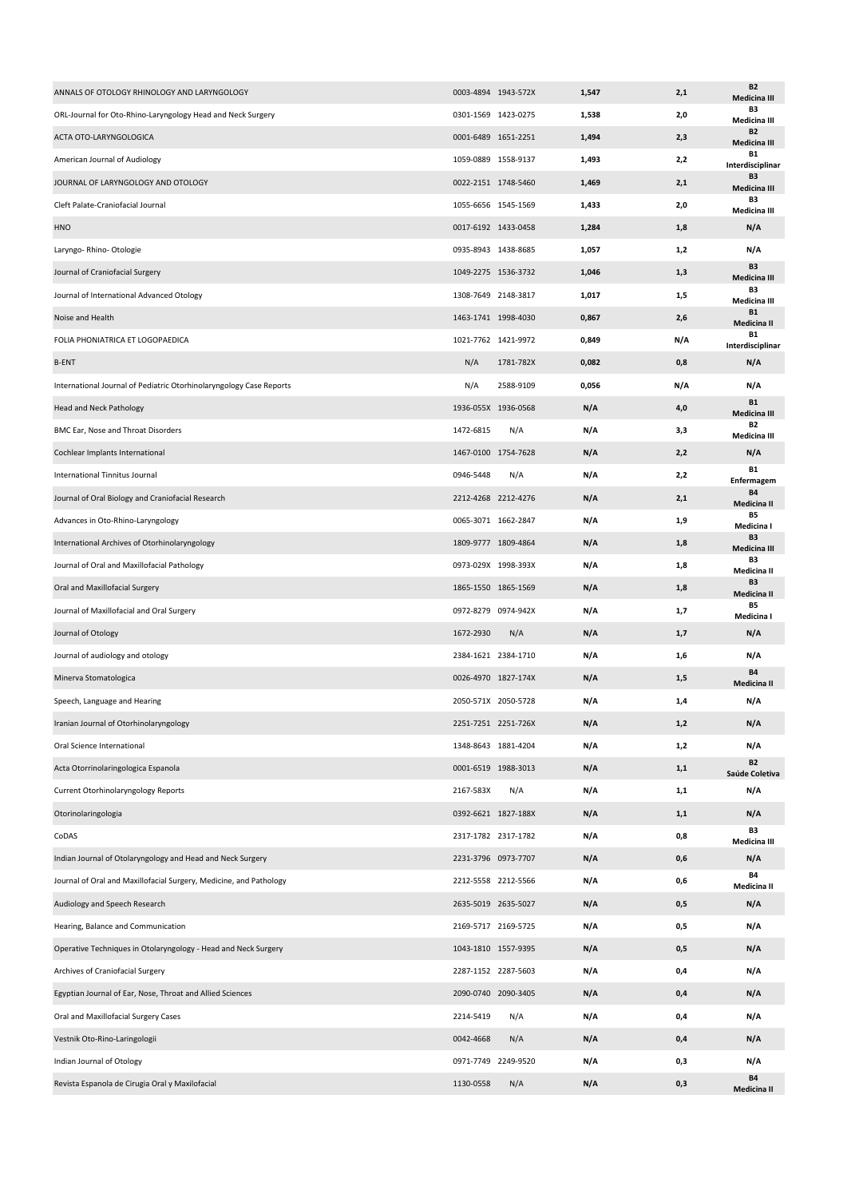| | | | | | |
|---|---|---|---|---|---|
| ANNALS OF OTOLOGY RHINOLOGY AND LARYNGOLOGY | 0003-4894 | 1943-572X | 1,547 | 2,1 | **B2 Medicina III** |
| ORL-Journal for Oto-Rhino-Laryngology Head and Neck Surgery | 0301-1569 | 1423-0275 | 1,538 | 2,0 | **B3 Medicina III** |
| ACTA OTO-LARYNGOLOGICA | 0001-6489 | 1651-2251 | 1,494 | 2,3 | **B2 Medicina III** |
| American Journal of Audiology | 1059-0889 | 1558-9137 | 1,493 | 2,2 | **B1 Interdisciplinar** |
| JOURNAL OF LARYNGOLOGY AND OTOLOGY | 0022-2151 | 1748-5460 | 1,469 | 2,1 | **B3 Medicina III** |
| Cleft Palate-Craniofacial Journal | 1055-6656 | 1545-1569 | 1,433 | 2,0 | **B3 Medicina III** |
| HNO | 0017-6192 | 1433-0458 | 1,284 | 1,8 | **N/A** |
| Laryngo- Rhino- Otologie | 0935-8943 | 1438-8685 | 1,057 | 1,2 | **N/A** |
| Journal of Craniofacial Surgery | 1049-2275 | 1536-3732 | 1,046 | 1,3 | **B3 Medicina III** |
| Journal of International Advanced Otology | 1308-7649 | 2148-3817 | 1,017 | 1,5 | **B3 Medicina III** |
| Noise and Health | 1463-1741 | 1998-4030 | 0,867 | 2,6 | **B1 Medicina II** |
| FOLIA PHONIATRICA ET LOGOPAEDICA | 1021-7762 | 1421-9972 | 0,849 | N/A | **B1 Interdisciplinar** |
| B-ENT | N/A | 1781-782X | 0,082 | 0,8 | **N/A** |
| International Journal of Pediatric Otorhinolaryngology Case Reports | N/A | 2588-9109 | 0,056 | N/A | **N/A** |
| Head and Neck Pathology | 1936-055X | 1936-0568 | N/A | 4,0 | **B1 Medicina III** |
| BMC Ear, Nose and Throat Disorders | 1472-6815 | N/A | N/A | 3,3 | **B2 Medicina III** |
| Cochlear Implants International | 1467-0100 | 1754-7628 | N/A | 2,2 | **N/A** |
| International Tinnitus Journal | 0946-5448 | N/A | N/A | 2,2 | **B1 Enfermagem** |
| Journal of Oral Biology and Craniofacial Research | 2212-4268 | 2212-4276 | N/A | 2,1 | **B4 Medicina II** |
| Advances in Oto-Rhino-Laryngology | 0065-3071 | 1662-2847 | N/A | 1,9 | **B5 Medicina I** |
| International Archives of Otorhinolaryngology | 1809-9777 | 1809-4864 | N/A | 1,8 | **B3 Medicina III** |
| Journal of Oral and Maxillofacial Pathology | 0973-029X | 1998-393X | N/A | 1,8 | **B3 Medicina II** |
| Oral and Maxillofacial Surgery | 1865-1550 | 1865-1569 | N/A | 1,8 | **B3 Medicina II** |
| Journal of Maxillofacial and Oral Surgery | 0972-8279 | 0974-942X | N/A | 1,7 | **B5 Medicina I** |
| Journal of Otology | 1672-2930 | N/A | N/A | 1,7 | **N/A** |
| Journal of audiology and otology | 2384-1621 | 2384-1710 | N/A | 1,6 | **N/A** |
| Minerva Stomatologica | 0026-4970 | 1827-174X | N/A | 1,5 | **B4 Medicina II** |
| Speech, Language and Hearing | 2050-571X | 2050-5728 | N/A | 1,4 | **N/A** |
| Iranian Journal of Otorhinolaryngology | 2251-7251 | 2251-726X | N/A | 1,2 | **N/A** |
| Oral Science International | 1348-8643 | 1881-4204 | N/A | 1,2 | **N/A** |
| Acta Otorrinolaringologica Espanola | 0001-6519 | 1988-3013 | N/A | 1,1 | **B2 Saúde Coletiva** |
| Current Otorhinolaryngology Reports | 2167-583X | N/A | N/A | 1,1 | **N/A** |
| Otorinolaringologia | 0392-6621 | 1827-188X | N/A | 1,1 | **N/A** |
| CoDAS | 2317-1782 | 2317-1782 | N/A | 0,8 | **B3 Medicina III** |
| Indian Journal of Otolaryngology and Head and Neck Surgery | 2231-3796 | 0973-7707 | N/A | 0,6 | **N/A** |
| Journal of Oral and Maxillofacial Surgery, Medicine, and Pathology | 2212-5558 | 2212-5566 | N/A | 0,6 | **B4 Medicina II** |
| Audiology and Speech Research | 2635-5019 | 2635-5027 | N/A | 0,5 | **N/A** |
| Hearing, Balance and Communication | 2169-5717 | 2169-5725 | N/A | 0,5 | **N/A** |
| Operative Techniques in Otolaryngology - Head and Neck Surgery | 1043-1810 | 1557-9395 | N/A | 0,5 | **N/A** |
| Archives of Craniofacial Surgery | 2287-1152 | 2287-5603 | N/A | 0,4 | **N/A** |
| Egyptian Journal of Ear, Nose, Throat and Allied Sciences | 2090-0740 | 2090-3405 | N/A | 0,4 | **N/A** |
| Oral and Maxillofacial Surgery Cases | 2214-5419 | N/A | N/A | 0,4 | **N/A** |
| Vestnik Oto-Rino-Laringologii | 0042-4668 | N/A | N/A | 0,4 | **N/A** |
| Indian Journal of Otology | 0971-7749 | 2249-9520 | N/A | 0,3 | **N/A** |
| Revista Espanola de Cirugia Oral y Maxilofacial | 1130-0558 | N/A | N/A | 0,3 | **B4 Medicina II** |